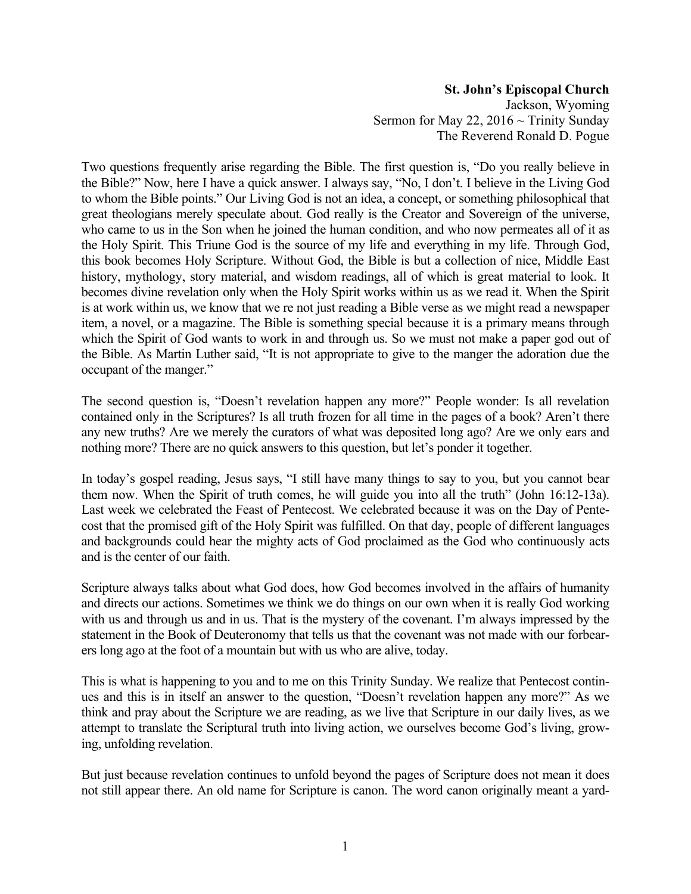**St. John's Episcopal Church**
Jackson, Wyoming
Sermon for May 22, 2016 ~ Trinity Sunday
The Reverend Ronald D. Pogue

Two questions frequently arise regarding the Bible. The first question is, "Do you really believe in the Bible?" Now, here I have a quick answer. I always say, "No, I don't. I believe in the Living God to whom the Bible points." Our Living God is not an idea, a concept, or something philosophical that great theologians merely speculate about. God really is the Creator and Sovereign of the universe, who came to us in the Son when he joined the human condition, and who now permeates all of it as the Holy Spirit. This Triune God is the source of my life and everything in my life. Through God, this book becomes Holy Scripture. Without God, the Bible is but a collection of nice, Middle East history, mythology, story material, and wisdom readings, all of which is great material to look. It becomes divine revelation only when the Holy Spirit works within us as we read it. When the Spirit is at work within us, we know that we re not just reading a Bible verse as we might read a newspaper item, a novel, or a magazine. The Bible is something special because it is a primary means through which the Spirit of God wants to work in and through us. So we must not make a paper god out of the Bible. As Martin Luther said, "It is not appropriate to give to the manger the adoration due the occupant of the manger."

The second question is, "Doesn't revelation happen any more?" People wonder: Is all revelation contained only in the Scriptures? Is all truth frozen for all time in the pages of a book? Aren't there any new truths? Are we merely the curators of what was deposited long ago? Are we only ears and nothing more? There are no quick answers to this question, but let's ponder it together.

In today's gospel reading, Jesus says, "I still have many things to say to you, but you cannot bear them now. When the Spirit of truth comes, he will guide you into all the truth" (John 16:12-13a). Last week we celebrated the Feast of Pentecost. We celebrated because it was on the Day of Pentecost that the promised gift of the Holy Spirit was fulfilled. On that day, people of different languages and backgrounds could hear the mighty acts of God proclaimed as the God who continuously acts and is the center of our faith.

Scripture always talks about what God does, how God becomes involved in the affairs of humanity and directs our actions. Sometimes we think we do things on our own when it is really God working with us and through us and in us. That is the mystery of the covenant. I'm always impressed by the statement in the Book of Deuteronomy that tells us that the covenant was not made with our forbearers long ago at the foot of a mountain but with us who are alive, today.

This is what is happening to you and to me on this Trinity Sunday. We realize that Pentecost continues and this is in itself an answer to the question, "Doesn't revelation happen any more?" As we think and pray about the Scripture we are reading, as we live that Scripture in our daily lives, as we attempt to translate the Scriptural truth into living action, we ourselves become God's living, growing, unfolding revelation.

But just because revelation continues to unfold beyond the pages of Scripture does not mean it does not still appear there. An old name for Scripture is canon. The word canon originally meant a yard-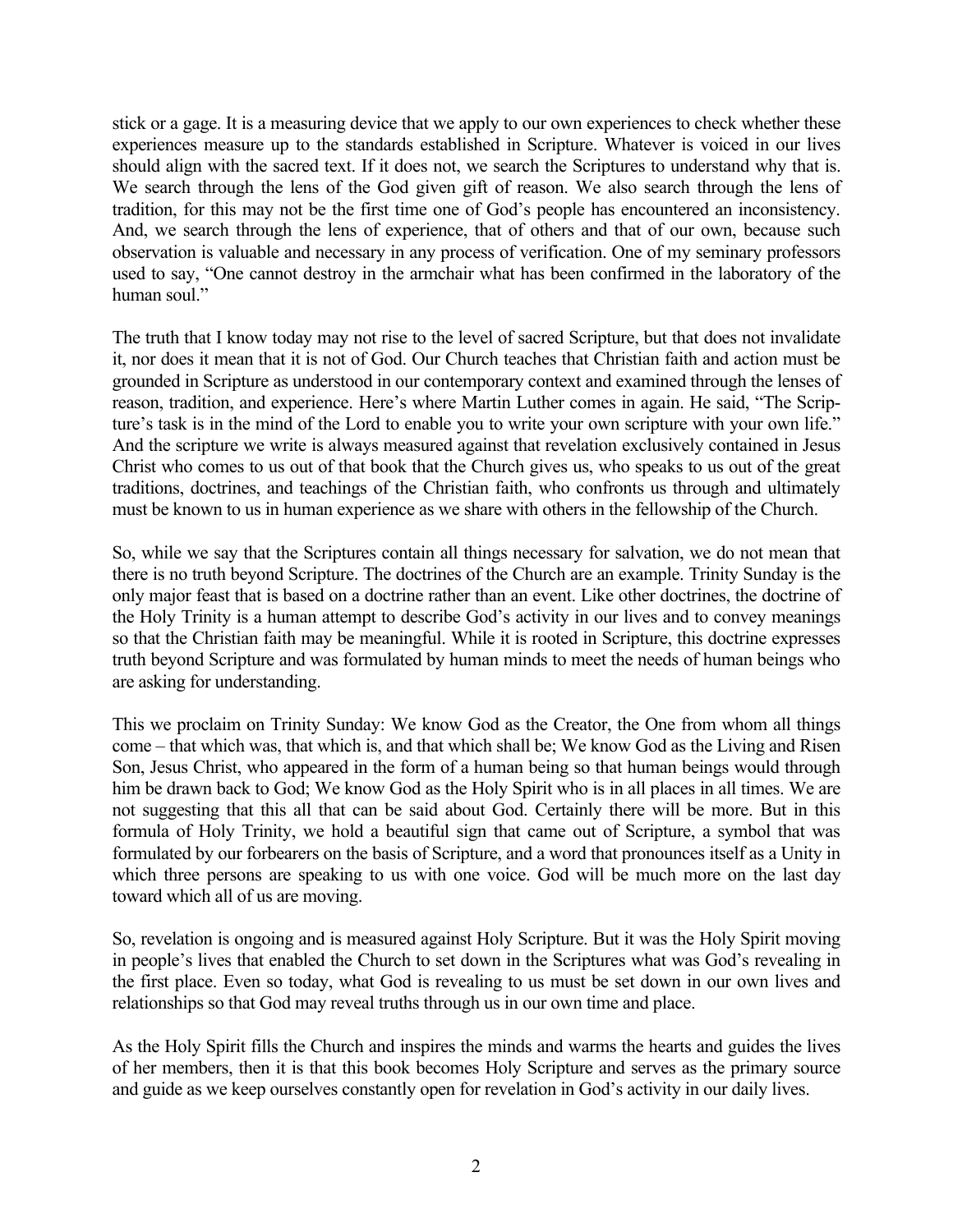stick or a gage. It is a measuring device that we apply to our own experiences to check whether these experiences measure up to the standards established in Scripture. Whatever is voiced in our lives should align with the sacred text. If it does not, we search the Scriptures to understand why that is. We search through the lens of the God given gift of reason. We also search through the lens of tradition, for this may not be the first time one of God's people has encountered an inconsistency. And, we search through the lens of experience, that of others and that of our own, because such observation is valuable and necessary in any process of verification. One of my seminary professors used to say, "One cannot destroy in the armchair what has been confirmed in the laboratory of the human soul."

The truth that I know today may not rise to the level of sacred Scripture, but that does not invalidate it, nor does it mean that it is not of God. Our Church teaches that Christian faith and action must be grounded in Scripture as understood in our contemporary context and examined through the lenses of reason, tradition, and experience. Here's where Martin Luther comes in again. He said, "The Scripture's task is in the mind of the Lord to enable you to write your own scripture with your own life." And the scripture we write is always measured against that revelation exclusively contained in Jesus Christ who comes to us out of that book that the Church gives us, who speaks to us out of the great traditions, doctrines, and teachings of the Christian faith, who confronts us through and ultimately must be known to us in human experience as we share with others in the fellowship of the Church.

So, while we say that the Scriptures contain all things necessary for salvation, we do not mean that there is no truth beyond Scripture. The doctrines of the Church are an example. Trinity Sunday is the only major feast that is based on a doctrine rather than an event. Like other doctrines, the doctrine of the Holy Trinity is a human attempt to describe God's activity in our lives and to convey meanings so that the Christian faith may be meaningful. While it is rooted in Scripture, this doctrine expresses truth beyond Scripture and was formulated by human minds to meet the needs of human beings who are asking for understanding.

This we proclaim on Trinity Sunday: We know God as the Creator, the One from whom all things come – that which was, that which is, and that which shall be; We know God as the Living and Risen Son, Jesus Christ, who appeared in the form of a human being so that human beings would through him be drawn back to God; We know God as the Holy Spirit who is in all places in all times. We are not suggesting that this all that can be said about God. Certainly there will be more. But in this formula of Holy Trinity, we hold a beautiful sign that came out of Scripture, a symbol that was formulated by our forbearers on the basis of Scripture, and a word that pronounces itself as a Unity in which three persons are speaking to us with one voice. God will be much more on the last day toward which all of us are moving.

So, revelation is ongoing and is measured against Holy Scripture. But it was the Holy Spirit moving in people's lives that enabled the Church to set down in the Scriptures what was God's revealing in the first place. Even so today, what God is revealing to us must be set down in our own lives and relationships so that God may reveal truths through us in our own time and place.

As the Holy Spirit fills the Church and inspires the minds and warms the hearts and guides the lives of her members, then it is that this book becomes Holy Scripture and serves as the primary source and guide as we keep ourselves constantly open for revelation in God's activity in our daily lives.